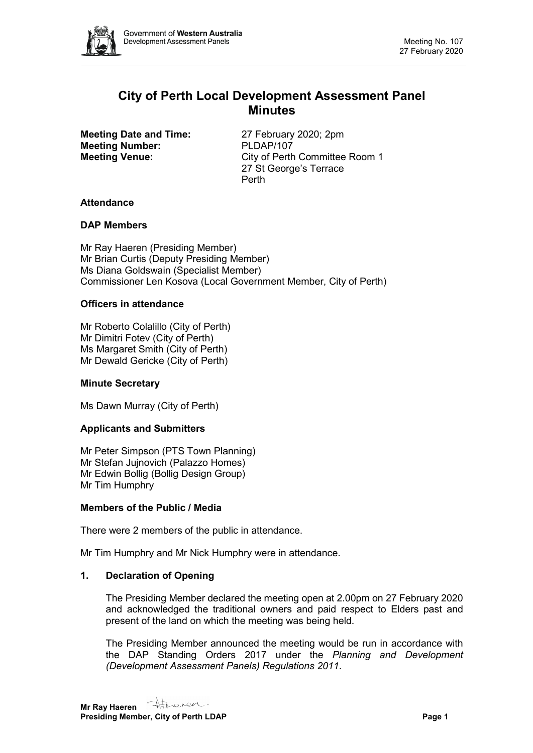# City of Perth Local Development Assessment Panel Minutes

**Meeting Date and Time:** 27 February 2020; 2pm
**Meeting Number:** PLDAP/107
**Meeting Venue:** City of Perth Committee Room 1
27 St George's Terrace
Perth

### Attendance

### DAP Members

Mr Ray Haeren (Presiding Member)
Mr Brian Curtis (Deputy Presiding Member)
Ms Diana Goldswain (Specialist Member)
Commissioner Len Kosova (Local Government Member, City of Perth)

### Officers in attendance

Mr Roberto Colalillo (City of Perth)
Mr Dimitri Fotev (City of Perth)
Ms Margaret Smith (City of Perth)
Mr Dewald Gericke (City of Perth)

### Minute Secretary

Ms Dawn Murray (City of Perth)

### Applicants and Submitters

Mr Peter Simpson (PTS Town Planning)
Mr Stefan Jujnovich (Palazzo Homes)
Mr Edwin Bollig (Bollig Design Group)
Mr Tim Humphry

### Members of the Public / Media

There were 2 members of the public in attendance.

Mr Tim Humphry and Mr Nick Humphry were in attendance.

### 1. Declaration of Opening

The Presiding Member declared the meeting open at 2.00pm on 27 February 2020 and acknowledged the traditional owners and paid respect to Elders past and present of the land on which the meeting was being held.

The Presiding Member announced the meeting would be run in accordance with the DAP Standing Orders 2017 under the *Planning and Development (Development Assessment Panels) Regulations 2011*.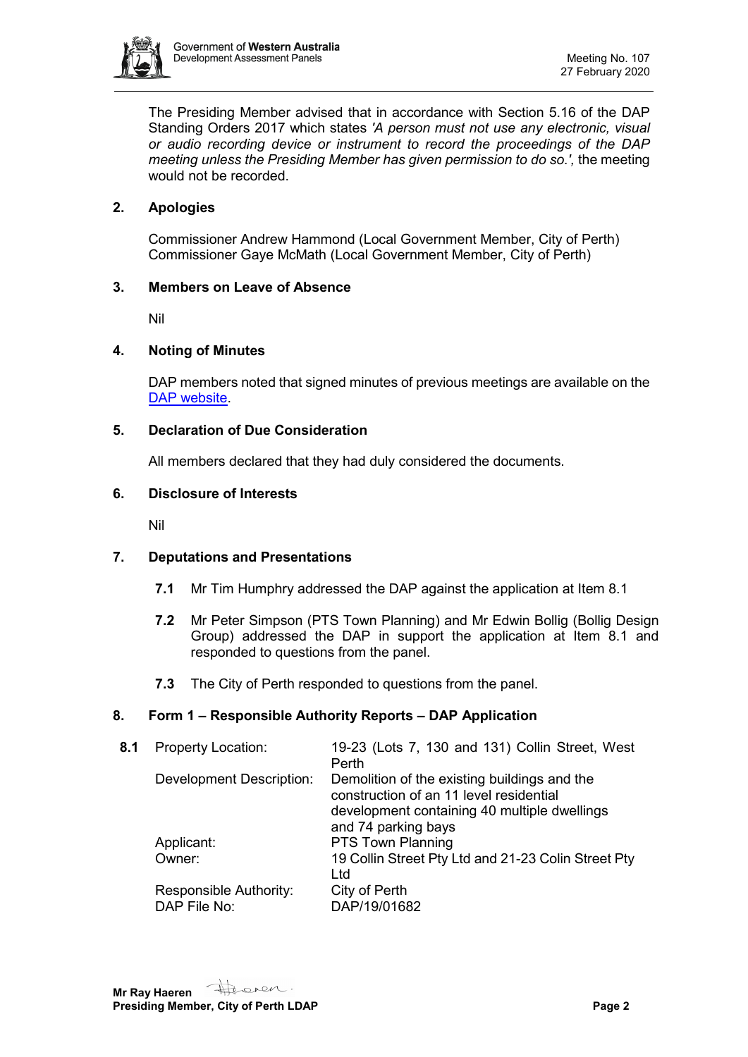The Presiding Member advised that in accordance with Section 5.16 of the DAP Standing Orders 2017 which states *'A person must not use any electronic, visual or audio recording device or instrument to record the proceedings of the DAP meeting unless the Presiding Member has given permission to do so.',* the meeting would not be recorded.

## 2. Apologies

Commissioner Andrew Hammond (Local Government Member, City of Perth)
Commissioner Gaye McMath (Local Government Member, City of Perth)

## 3. Members on Leave of Absence

Nil

## 4. Noting of Minutes

DAP members noted that signed minutes of previous meetings are available on the DAP website.

## 5. Declaration of Due Consideration

All members declared that they had duly considered the documents.

## 6. Disclosure of Interests

Nil

## 7. Deputations and Presentations

**7.1** Mr Tim Humphry addressed the DAP against the application at Item 8.1

**7.2** Mr Peter Simpson (PTS Town Planning) and Mr Edwin Bollig (Bollig Design Group) addressed the DAP in support the application at Item 8.1 and responded to questions from the panel.

**7.3** The City of Perth responded to questions from the panel.

## 8. Form 1 – Responsible Authority Reports – DAP Application

| **8.1** | Property Location: | 19-23 (Lots 7, 130 and 131) Collin Street, West Perth |
|---|---|---|
| | Development Description: | Demolition of the existing buildings and the construction of an 11 level residential development containing 40 multiple dwellings and 74 parking bays |
| | Applicant: | PTS Town Planning |
| | Owner: | 19 Collin Street Pty Ltd and 21-23 Colin Street Pty Ltd |
| | Responsible Authority: | City of Perth |
| | DAP File No: | DAP/19/01682 |

**Mr Ray Haeren**
**Presiding Member, City of Perth LDAP**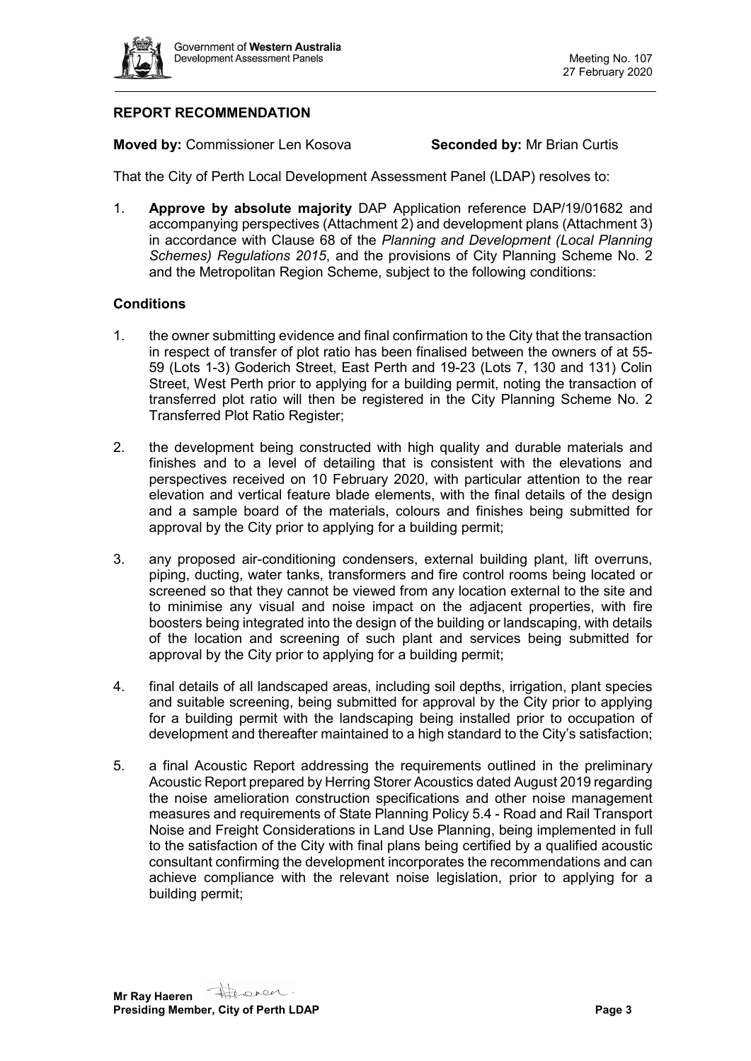## REPORT RECOMMENDATION

**Moved by:** Commissioner Len Kosova **Seconded by:** Mr Brian Curtis

That the City of Perth Local Development Assessment Panel (LDAP) resolves to:

1. **Approve by absolute majority** DAP Application reference DAP/19/01682 and accompanying perspectives (Attachment 2) and development plans (Attachment 3) in accordance with Clause 68 of the *Planning and Development (Local Planning Schemes) Regulations 2015*, and the provisions of City Planning Scheme No. 2 and the Metropolitan Region Scheme, subject to the following conditions:

### Conditions

1. the owner submitting evidence and final confirmation to the City that the transaction in respect of transfer of plot ratio has been finalised between the owners of at 55-59 (Lots 1-3) Goderich Street, East Perth and 19-23 (Lots 7, 130 and 131) Colin Street, West Perth prior to applying for a building permit, noting the transaction of transferred plot ratio will then be registered in the City Planning Scheme No. 2 Transferred Plot Ratio Register;

2. the development being constructed with high quality and durable materials and finishes and to a level of detailing that is consistent with the elevations and perspectives received on 10 February 2020, with particular attention to the rear elevation and vertical feature blade elements, with the final details of the design and a sample board of the materials, colours and finishes being submitted for approval by the City prior to applying for a building permit;

3. any proposed air-conditioning condensers, external building plant, lift overruns, piping, ducting, water tanks, transformers and fire control rooms being located or screened so that they cannot be viewed from any location external to the site and to minimise any visual and noise impact on the adjacent properties, with fire boosters being integrated into the design of the building or landscaping, with details of the location and screening of such plant and services being submitted for approval by the City prior to applying for a building permit;

4. final details of all landscaped areas, including soil depths, irrigation, plant species and suitable screening, being submitted for approval by the City prior to applying for a building permit with the landscaping being installed prior to occupation of development and thereafter maintained to a high standard to the City's satisfaction;

5. a final Acoustic Report addressing the requirements outlined in the preliminary Acoustic Report prepared by Herring Storer Acoustics dated August 2019 regarding the noise amelioration construction specifications and other noise management measures and requirements of State Planning Policy 5.4 - Road and Rail Transport Noise and Freight Considerations in Land Use Planning, being implemented in full to the satisfaction of the City with final plans being certified by a qualified acoustic consultant confirming the development incorporates the recommendations and can achieve compliance with the relevant noise legislation, prior to applying for a building permit;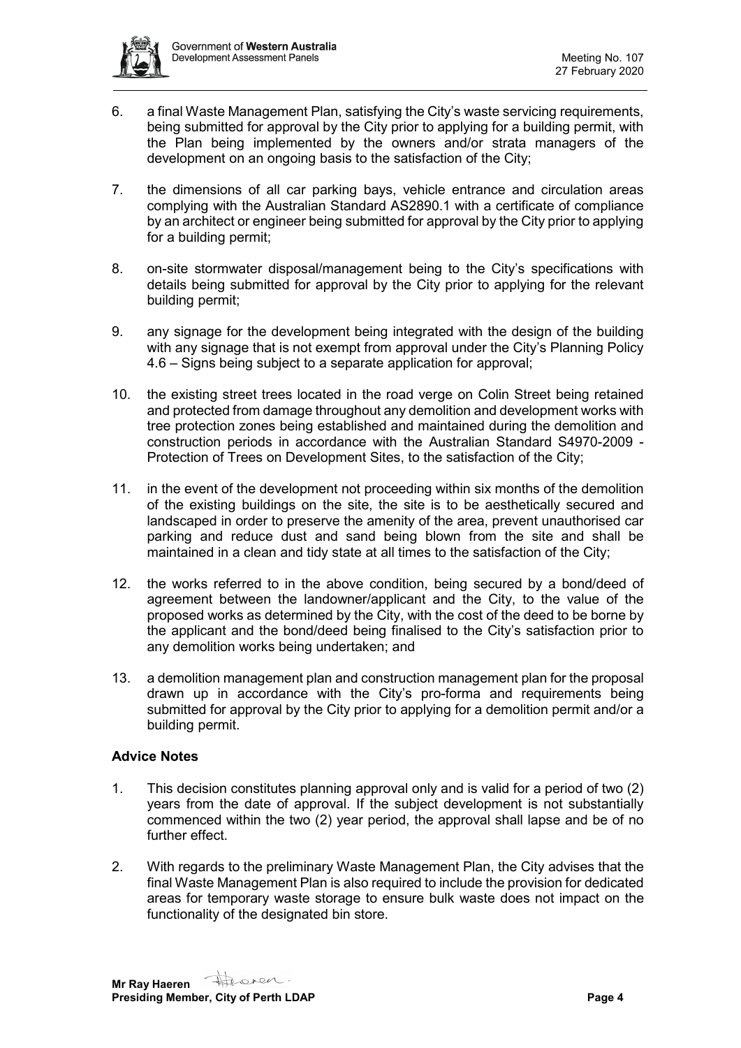6. a final Waste Management Plan, satisfying the City's waste servicing requirements, being submitted for approval by the City prior to applying for a building permit, with the Plan being implemented by the owners and/or strata managers of the development on an ongoing basis to the satisfaction of the City;

7. the dimensions of all car parking bays, vehicle entrance and circulation areas complying with the Australian Standard AS2890.1 with a certificate of compliance by an architect or engineer being submitted for approval by the City prior to applying for a building permit;

8. on-site stormwater disposal/management being to the City's specifications with details being submitted for approval by the City prior to applying for the relevant building permit;

9. any signage for the development being integrated with the design of the building with any signage that is not exempt from approval under the City's Planning Policy 4.6 – Signs being subject to a separate application for approval;

10. the existing street trees located in the road verge on Colin Street being retained and protected from damage throughout any demolition and development works with tree protection zones being established and maintained during the demolition and construction periods in accordance with the Australian Standard S4970-2009 - Protection of Trees on Development Sites, to the satisfaction of the City;

11. in the event of the development not proceeding within six months of the demolition of the existing buildings on the site, the site is to be aesthetically secured and landscaped in order to preserve the amenity of the area, prevent unauthorised car parking and reduce dust and sand being blown from the site and shall be maintained in a clean and tidy state at all times to the satisfaction of the City;

12. the works referred to in the above condition, being secured by a bond/deed of agreement between the landowner/applicant and the City, to the value of the proposed works as determined by the City, with the cost of the deed to be borne by the applicant and the bond/deed being finalised to the City's satisfaction prior to any demolition works being undertaken; and

13. a demolition management plan and construction management plan for the proposal drawn up in accordance with the City's pro-forma and requirements being submitted for approval by the City prior to applying for a demolition permit and/or a building permit.

### Advice Notes

1. This decision constitutes planning approval only and is valid for a period of two (2) years from the date of approval. If the subject development is not substantially commenced within the two (2) year period, the approval shall lapse and be of no further effect.

2. With regards to the preliminary Waste Management Plan, the City advises that the final Waste Management Plan is also required to include the provision for dedicated areas for temporary waste storage to ensure bulk waste does not impact on the functionality of the designated bin store.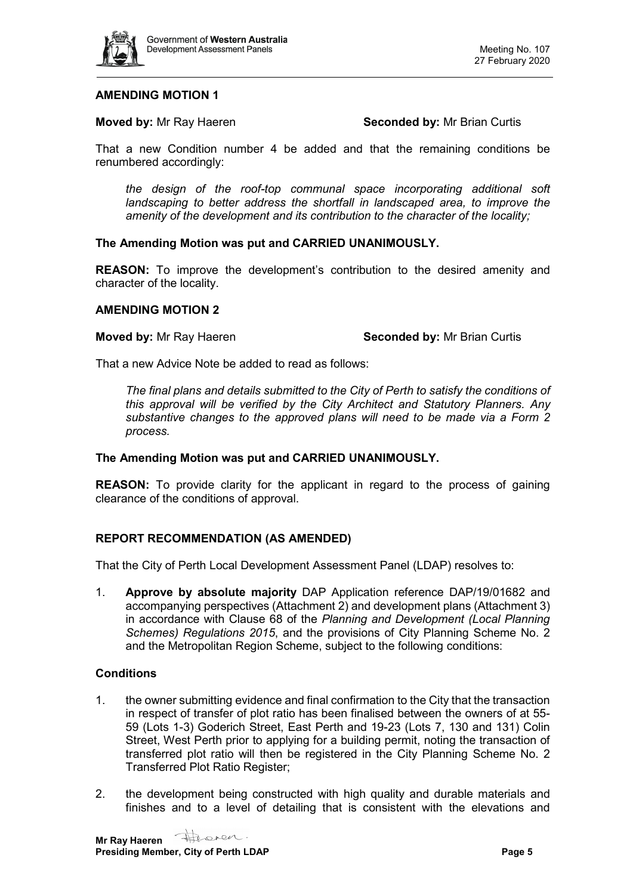**AMENDING MOTION 1**

**Moved by:** Mr Ray Haeren **Seconded by:** Mr Brian Curtis

That a new Condition number 4 be added and that the remaining conditions be renumbered accordingly:

> *the design of the roof-top communal space incorporating additional soft landscaping to better address the shortfall in landscaped area, to improve the amenity of the development and its contribution to the character of the locality;*

**The Amending Motion was put and CARRIED UNANIMOUSLY.**

**REASON:** To improve the development's contribution to the desired amenity and character of the locality.

**AMENDING MOTION 2**

**Moved by:** Mr Ray Haeren **Seconded by:** Mr Brian Curtis

That a new Advice Note be added to read as follows:

> *The final plans and details submitted to the City of Perth to satisfy the conditions of this approval will be verified by the City Architect and Statutory Planners. Any substantive changes to the approved plans will need to be made via a Form 2 process.*

**The Amending Motion was put and CARRIED UNANIMOUSLY.**

**REASON:** To provide clarity for the applicant in regard to the process of gaining clearance of the conditions of approval.

**REPORT RECOMMENDATION (AS AMENDED)**

That the City of Perth Local Development Assessment Panel (LDAP) resolves to:

1. **Approve by absolute majority** DAP Application reference DAP/19/01682 and accompanying perspectives (Attachment 2) and development plans (Attachment 3) in accordance with Clause 68 of the *Planning and Development (Local Planning Schemes) Regulations 2015*, and the provisions of City Planning Scheme No. 2 and the Metropolitan Region Scheme, subject to the following conditions:

**Conditions**

1. the owner submitting evidence and final confirmation to the City that the transaction in respect of transfer of plot ratio has been finalised between the owners of at 55-59 (Lots 1-3) Goderich Street, East Perth and 19-23 (Lots 7, 130 and 131) Colin Street, West Perth prior to applying for a building permit, noting the transaction of transferred plot ratio will then be registered in the City Planning Scheme No. 2 Transferred Plot Ratio Register;
2. the development being constructed with high quality and durable materials and finishes and to a level of detailing that is consistent with the elevations and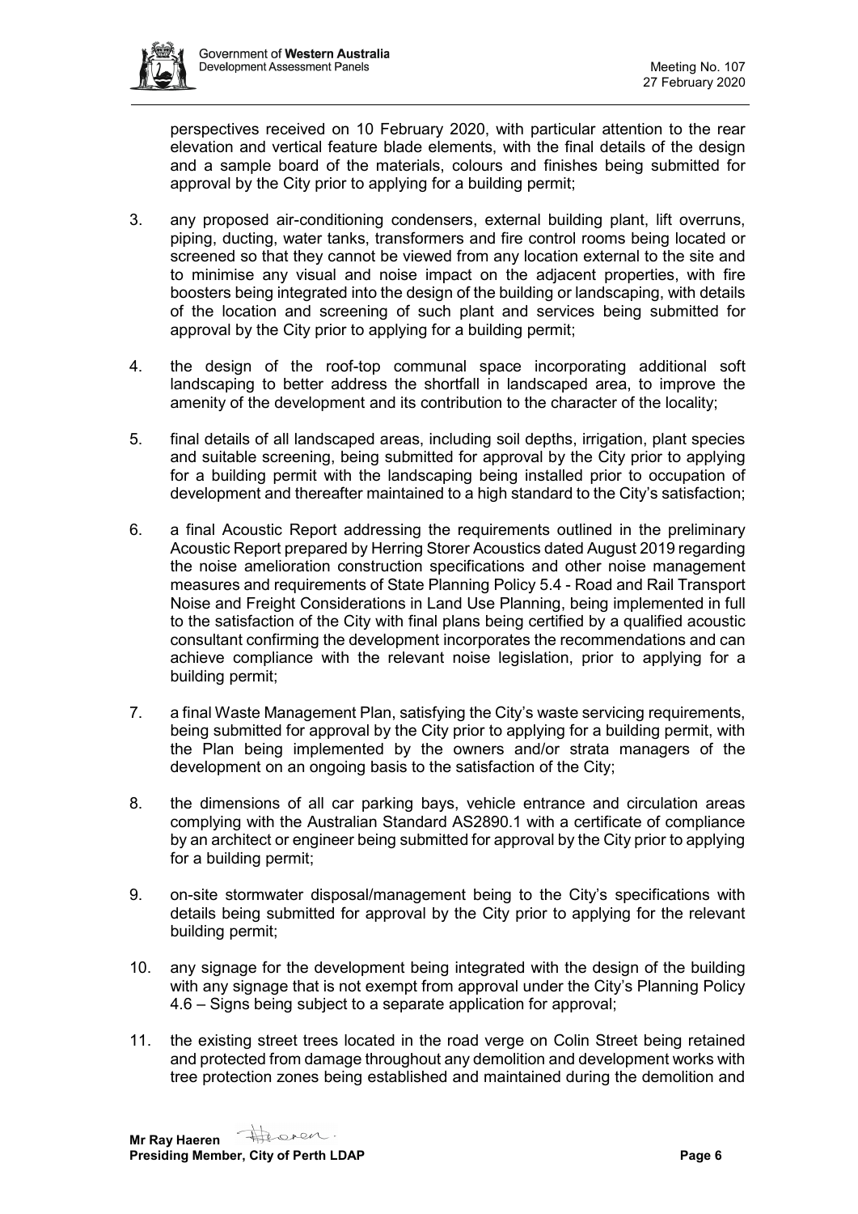perspectives received on 10 February 2020, with particular attention to the rear elevation and vertical feature blade elements, with the final details of the design and a sample board of the materials, colours and finishes being submitted for approval by the City prior to applying for a building permit;

3. any proposed air-conditioning condensers, external building plant, lift overruns, piping, ducting, water tanks, transformers and fire control rooms being located or screened so that they cannot be viewed from any location external to the site and to minimise any visual and noise impact on the adjacent properties, with fire boosters being integrated into the design of the building or landscaping, with details of the location and screening of such plant and services being submitted for approval by the City prior to applying for a building permit;

4. the design of the roof-top communal space incorporating additional soft landscaping to better address the shortfall in landscaped area, to improve the amenity of the development and its contribution to the character of the locality;

5. final details of all landscaped areas, including soil depths, irrigation, plant species and suitable screening, being submitted for approval by the City prior to applying for a building permit with the landscaping being installed prior to occupation of development and thereafter maintained to a high standard to the City's satisfaction;

6. a final Acoustic Report addressing the requirements outlined in the preliminary Acoustic Report prepared by Herring Storer Acoustics dated August 2019 regarding the noise amelioration construction specifications and other noise management measures and requirements of State Planning Policy 5.4 - Road and Rail Transport Noise and Freight Considerations in Land Use Planning, being implemented in full to the satisfaction of the City with final plans being certified by a qualified acoustic consultant confirming the development incorporates the recommendations and can achieve compliance with the relevant noise legislation, prior to applying for a building permit;

7. a final Waste Management Plan, satisfying the City's waste servicing requirements, being submitted for approval by the City prior to applying for a building permit, with the Plan being implemented by the owners and/or strata managers of the development on an ongoing basis to the satisfaction of the City;

8. the dimensions of all car parking bays, vehicle entrance and circulation areas complying with the Australian Standard AS2890.1 with a certificate of compliance by an architect or engineer being submitted for approval by the City prior to applying for a building permit;

9. on-site stormwater disposal/management being to the City's specifications with details being submitted for approval by the City prior to applying for the relevant building permit;

10. any signage for the development being integrated with the design of the building with any signage that is not exempt from approval under the City's Planning Policy 4.6 – Signs being subject to a separate application for approval;

11. the existing street trees located in the road verge on Colin Street being retained and protected from damage throughout any demolition and development works with tree protection zones being established and maintained during the demolition and

**Mr Ray Haeren**
**Presiding Member, City of Perth LDAP**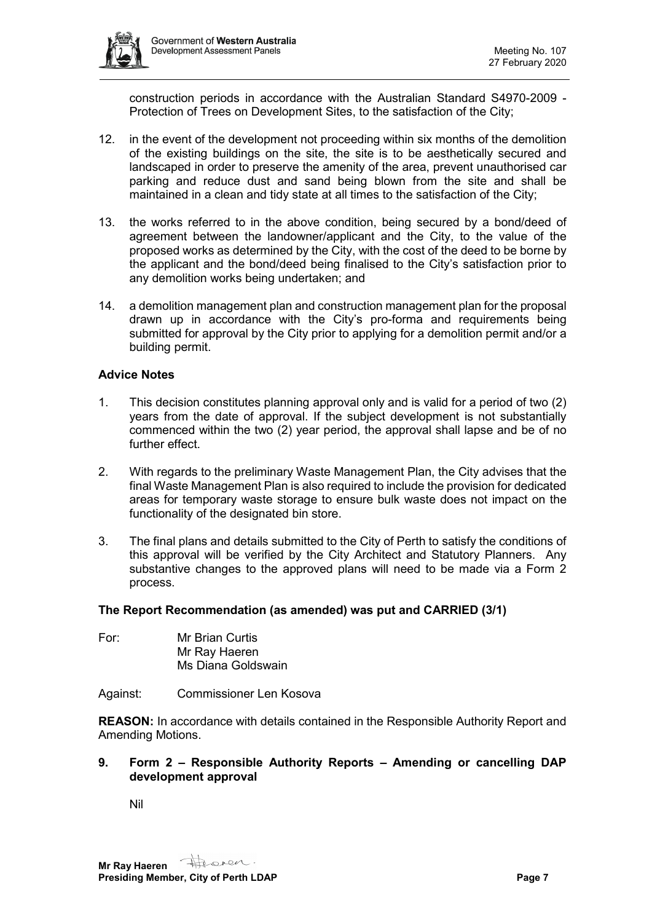construction periods in accordance with the Australian Standard S4970-2009 - Protection of Trees on Development Sites, to the satisfaction of the City;

12. in the event of the development not proceeding within six months of the demolition of the existing buildings on the site, the site is to be aesthetically secured and landscaped in order to preserve the amenity of the area, prevent unauthorised car parking and reduce dust and sand being blown from the site and shall be maintained in a clean and tidy state at all times to the satisfaction of the City;

13. the works referred to in the above condition, being secured by a bond/deed of agreement between the landowner/applicant and the City, to the value of the proposed works as determined by the City, with the cost of the deed to be borne by the applicant and the bond/deed being finalised to the City's satisfaction prior to any demolition works being undertaken; and

14. a demolition management plan and construction management plan for the proposal drawn up in accordance with the City's pro-forma and requirements being submitted for approval by the City prior to applying for a demolition permit and/or a building permit.

**Advice Notes**

1. This decision constitutes planning approval only and is valid for a period of two (2) years from the date of approval. If the subject development is not substantially commenced within the two (2) year period, the approval shall lapse and be of no further effect.

2. With regards to the preliminary Waste Management Plan, the City advises that the final Waste Management Plan is also required to include the provision for dedicated areas for temporary waste storage to ensure bulk waste does not impact on the functionality of the designated bin store.

3. The final plans and details submitted to the City of Perth to satisfy the conditions of this approval will be verified by the City Architect and Statutory Planners. Any substantive changes to the approved plans will need to be made via a Form 2 process.

**The Report Recommendation (as amended) was put and CARRIED (3/1)**

For: Mr Brian Curtis
Mr Ray Haeren
Ms Diana Goldswain

Against: Commissioner Len Kosova

**REASON:** In accordance with details contained in the Responsible Authority Report and Amending Motions.

**9. Form 2 – Responsible Authority Reports – Amending or cancelling DAP development approval**

Nil

**Mr Ray Haeren**
**Presiding Member, City of Perth LDAP**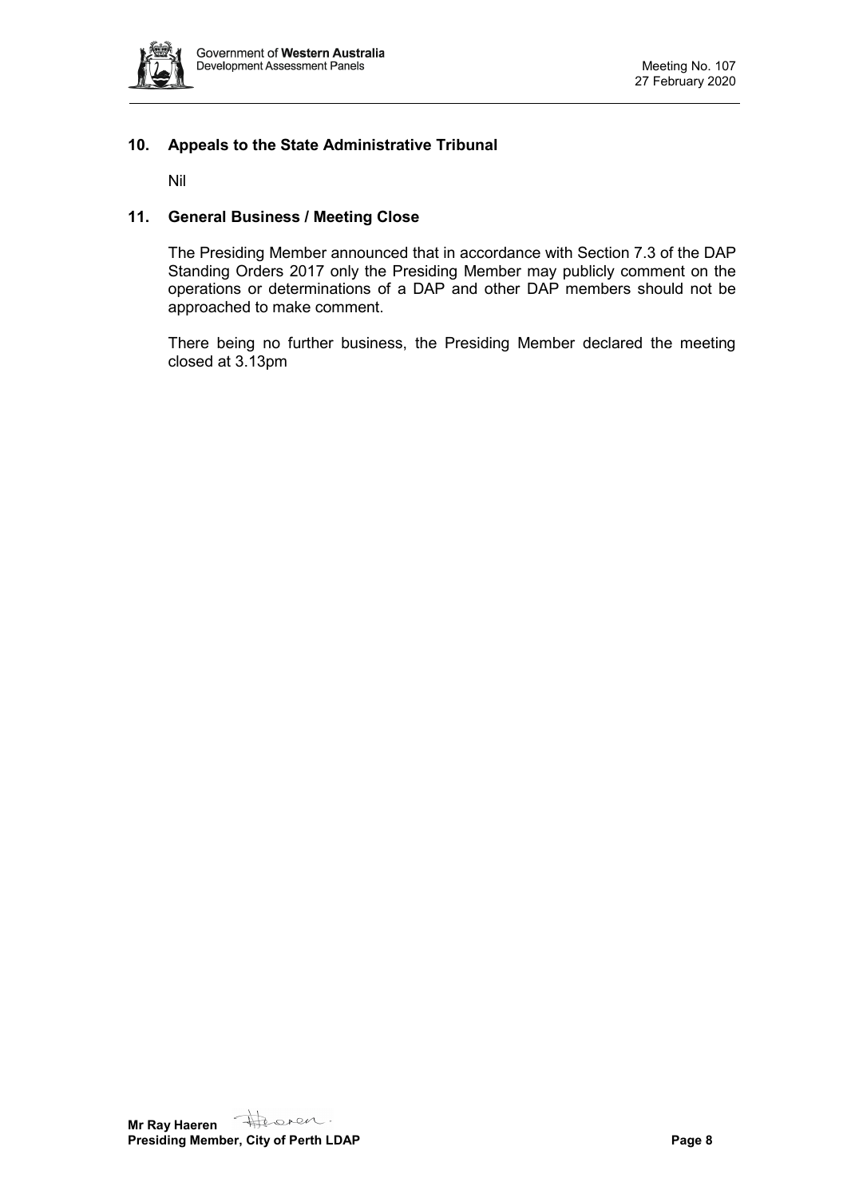## 10. Appeals to the State Administrative Tribunal

Nil

## 11. General Business / Meeting Close

The Presiding Member announced that in accordance with Section 7.3 of the DAP Standing Orders 2017 only the Presiding Member may publicly comment on the operations or determinations of a DAP and other DAP members should not be approached to make comment.

There being no further business, the Presiding Member declared the meeting closed at 3.13pm

**Mr Ray Haeren**
**Presiding Member, City of Perth LDAP**